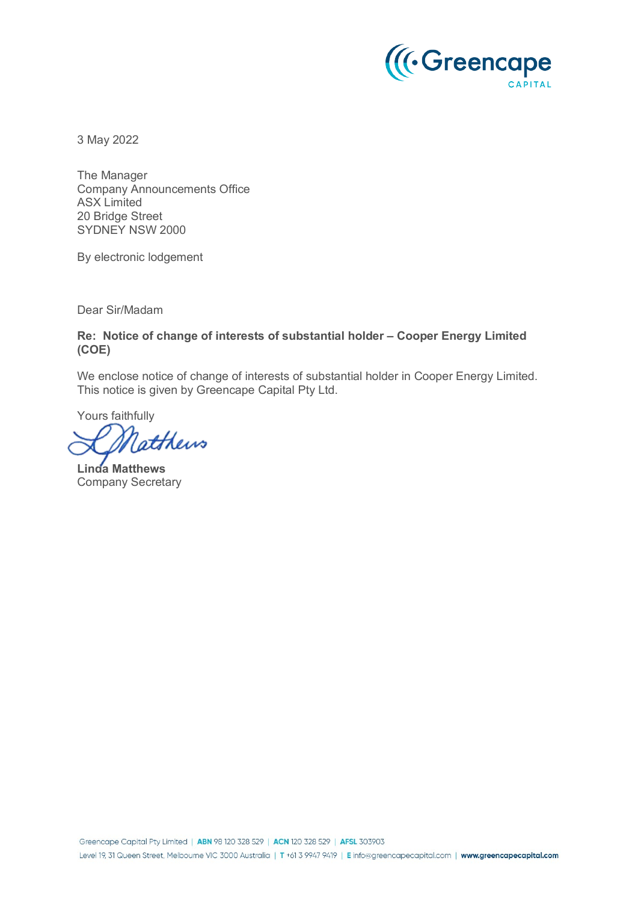Greencape CAPITAL

3 May 2022

The Manager
Company Announcements Office
ASX Limited
20 Bridge Street
SYDNEY NSW 2000

By electronic lodgement

Dear Sir/Madam

**Re: Notice of change of interests of substantial holder – Cooper Energy Limited (COE)**

We enclose notice of change of interests of substantial holder in Cooper Energy Limited. This notice is given by Greencape Capital Pty Ltd.

Yours faithfully

**Linda Matthews**
Company Secretary

Greencape Capital Pty Limited | ABN 98 120 328 529 | ACN 120 328 529 | AFSL 303903
Level 19, 31 Queen Street, Melbourne VIC 3000 Australia | T +61 3 9947 9419 | E info@greencapecapital.com | www.greencapecapital.com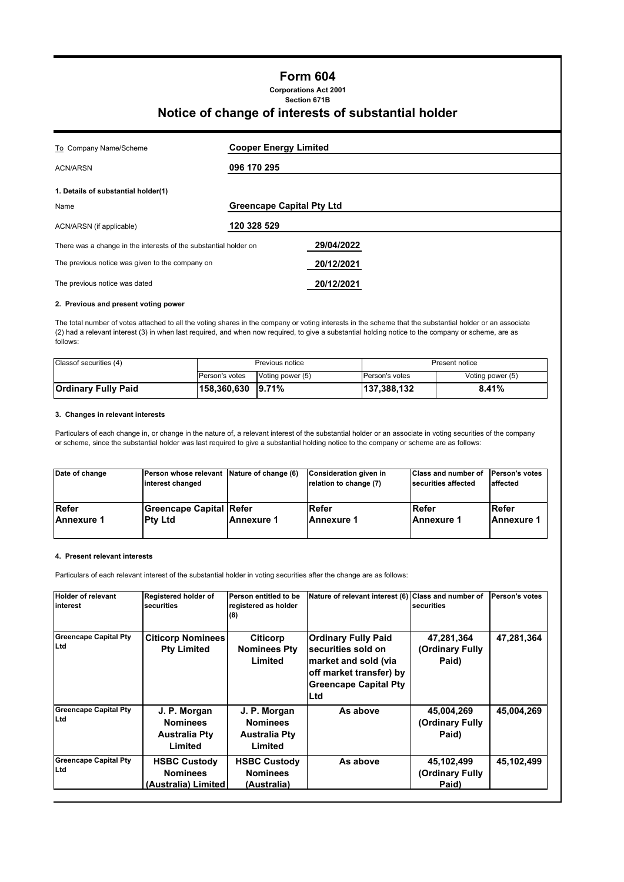# Form 604

**Corporations Act 2001**
**Section 671B**

## Notice of change of interests of substantial holder

| | |
|---|---|
| To Company Name/Scheme | **Cooper Energy Limited** |
| ACN/ARSN | **096 170 295** |

**1. Details of substantial holder(1)**

| | |
|---|---|
| Name | **Greencape Capital Pty Ltd** |
| ACN/ARSN (if applicable) | **120 328 529** |

| | |
|---|---|
| There was a change in the interests of the substantial holder on | **29/04/2022** |
| The previous notice was given to the company on | **20/12/2021** |
| The previous notice was dated | **20/12/2021** |

#### 2. Previous and present voting power

The total number of votes attached to all the voting shares in the company or voting interests in the scheme that the substantial holder or an associate (2) had a relevant interest (3) in when last required, and when now required, to give a substantial holding notice to the company or scheme, are as follows:

| Classof securities (4) | Previous notice | | Present notice | |
|---|---|---|---|---|
| | Person's votes | Voting power (5) | Person's votes | Voting power (5) |
| **Ordinary Fully Paid** | **158,360,630** | **9.71%** | **137,388,132** | **8.41%** |

#### 3. Changes in relevant interests

Particulars of each change in, or change in the nature of, a relevant interest of the substantial holder or an associate in voting securities of the company or scheme, since the substantial holder was last required to give a substantial holding notice to the company or scheme are as follows:

| Date of change | Person whose relevant interest changed | Nature of change (6) | Consideration given in relation to change (7) | Class and number of securities affected | Person's votes affected |
|---|---|---|---|---|---|
| **Refer Annexure 1** | **Greencape Capital Pty Ltd** | **Refer Annexure 1** | **Refer Annexure 1** | **Refer Annexure 1** | **Refer Annexure 1** |

#### 4. Present relevant interests

Particulars of each relevant interest of the substantial holder in voting securities after the change are as follows:

| Holder of relevant interest | Registered holder of securities | Person entitled to be registered as holder (8) | Nature of relevant interest (6) | Class and number of securities | Person's votes |
|---|---|---|---|---|---|
| **Greencape Capital Pty Ltd** | **Citicorp Nominees Pty Limited** | **Citicorp Nominees Pty Limited** | **Ordinary Fully Paid securities sold on market and sold (via off market transfer) by Greencape Capital Pty Ltd** | **47,281,364 (Ordinary Fully Paid)** | **47,281,364** |
| **Greencape Capital Pty Ltd** | **J. P. Morgan Nominees Australia Pty Limited** | **J. P. Morgan Nominees Australia Pty Limited** | **As above** | **45,004,269 (Ordinary Fully Paid)** | **45,004,269** |
| **Greencape Capital Pty Ltd** | **HSBC Custody Nominees (Australia) Limited** | **HSBC Custody Nominees (Australia)** | **As above** | **45,102,499 (Ordinary Fully Paid)** | **45,102,499** |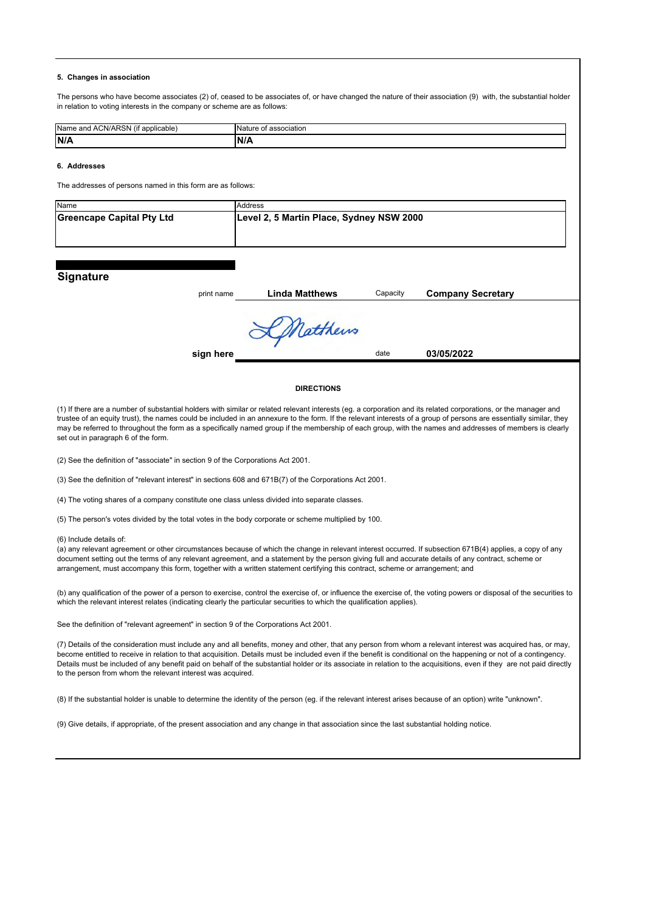**5. Changes in association**

The persons who have become associates (2) of, ceased to be associates of, or have changed the nature of their association (9) with, the substantial holder in relation to voting interests in the company or scheme are as follows:

| Name and ACN/ARSN (if applicable) | Nature of association |
|---|---|
| **N/A** | **N/A** |

**6. Addresses**

The addresses of persons named in this form are as follows:

| Name | Address |
|---|---|
| **Greencape Capital Pty Ltd** | **Level 2, 5 Martin Place, Sydney NSW 2000** |

## Signature

| | | | |
|---|---|---|---|
| print name | **Linda Matthews** | Capacity | **Company Secretary** |
| **sign here** | LMatthews | date | **03/05/2022** |

**DIRECTIONS**

(1) If there are a number of substantial holders with similar or related relevant interests (eg. a corporation and its related corporations, or the manager and trustee of an equity trust), the names could be included in an annexure to the form. If the relevant interests of a group of persons are essentially similar, they may be referred to throughout the form as a specifically named group if the membership of each group, with the names and addresses of members is clearly set out in paragraph 6 of the form.

(2) See the definition of "associate" in section 9 of the Corporations Act 2001.

(3) See the definition of "relevant interest" in sections 608 and 671B(7) of the Corporations Act 2001.

(4) The voting shares of a company constitute one class unless divided into separate classes.

(5) The person's votes divided by the total votes in the body corporate or scheme multiplied by 100.

(6) Include details of:
(a) any relevant agreement or other circumstances because of which the change in relevant interest occurred. If subsection 671B(4) applies, a copy of any document setting out the terms of any relevant agreement, and a statement by the person giving full and accurate details of any contract, scheme or arrangement, must accompany this form, together with a written statement certifying this contract, scheme or arrangement; and

(b) any qualification of the power of a person to exercise, control the exercise of, or influence the exercise of, the voting powers or disposal of the securities to which the relevant interest relates (indicating clearly the particular securities to which the qualification applies).

See the definition of "relevant agreement" in section 9 of the Corporations Act 2001.

(7) Details of the consideration must include any and all benefits, money and other, that any person from whom a relevant interest was acquired has, or may, become entitled to receive in relation to that acquisition. Details must be included even if the benefit is conditional on the happening or not of a contingency. Details must be included of any benefit paid on behalf of the substantial holder or its associate in relation to the acquisitions, even if they are not paid directly to the person from whom the relevant interest was acquired.

(8) If the substantial holder is unable to determine the identity of the person (eg. if the relevant interest arises because of an option) write "unknown".

(9) Give details, if appropriate, of the present association and any change in that association since the last substantial holding notice.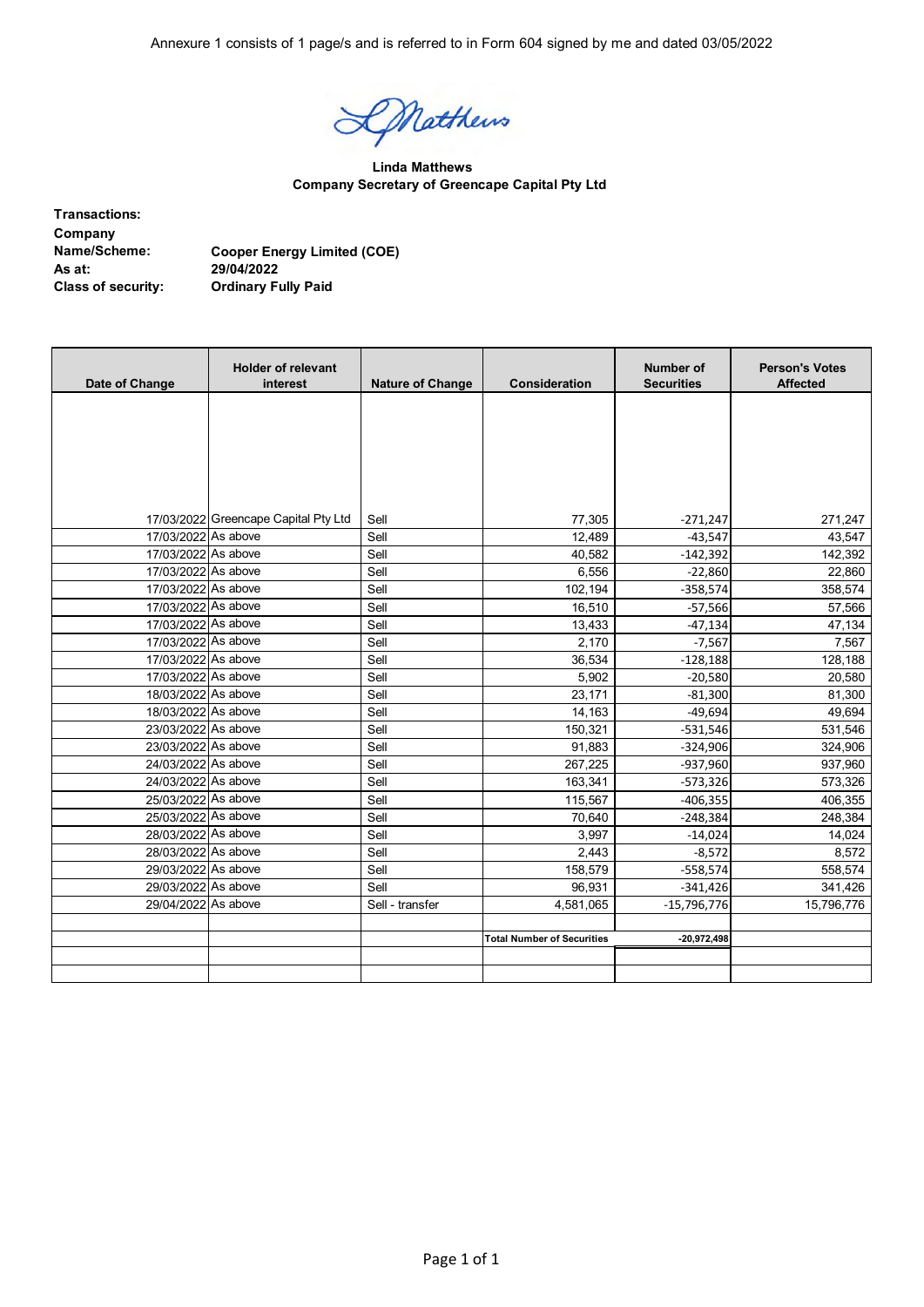Annexure 1 consists of 1 page/s and is referred to in Form 604 signed by me and dated 03/05/2022

Linda Matthews
**Company Secretary of Greencape Capital Pty Ltd**

**Transactions:**

| | |
|---|---|
| **Company Name/Scheme:** | **Cooper Energy Limited (COE)** |
| **As at:** | **29/04/2022** |
| **Class of security:** | **Ordinary Fully Paid** |

| Date of Change | Holder of relevant interest | Nature of Change | Consideration | Number of Securities | Person's Votes Affected |
|---|---|---|---|---|---|
| 17/03/2022 | Greencape Capital Pty Ltd | Sell | 77,305 | -271,247 | 271,247 |
| 17/03/2022 | As above | Sell | 12,489 | -43,547 | 43,547 |
| 17/03/2022 | As above | Sell | 40,582 | -142,392 | 142,392 |
| 17/03/2022 | As above | Sell | 6,556 | -22,860 | 22,860 |
| 17/03/2022 | As above | Sell | 102,194 | -358,574 | 358,574 |
| 17/03/2022 | As above | Sell | 16,510 | -57,566 | 57,566 |
| 17/03/2022 | As above | Sell | 13,433 | -47,134 | 47,134 |
| 17/03/2022 | As above | Sell | 2,170 | -7,567 | 7,567 |
| 17/03/2022 | As above | Sell | 36,534 | -128,188 | 128,188 |
| 17/03/2022 | As above | Sell | 5,902 | -20,580 | 20,580 |
| 18/03/2022 | As above | Sell | 23,171 | -81,300 | 81,300 |
| 18/03/2022 | As above | Sell | 14,163 | -49,694 | 49,694 |
| 23/03/2022 | As above | Sell | 150,321 | -531,546 | 531,546 |
| 23/03/2022 | As above | Sell | 91,883 | -324,906 | 324,906 |
| 24/03/2022 | As above | Sell | 267,225 | -937,960 | 937,960 |
| 24/03/2022 | As above | Sell | 163,341 | -573,326 | 573,326 |
| 25/03/2022 | As above | Sell | 115,567 | -406,355 | 406,355 |
| 25/03/2022 | As above | Sell | 70,640 | -248,384 | 248,384 |
| 28/03/2022 | As above | Sell | 3,997 | -14,024 | 14,024 |
| 28/03/2022 | As above | Sell | 2,443 | -8,572 | 8,572 |
| 29/03/2022 | As above | Sell | 158,579 | -558,574 | 558,574 |
| 29/03/2022 | As above | Sell | 96,931 | -341,426 | 341,426 |
| 29/04/2022 | As above | Sell - transfer | 4,581,065 | -15,796,776 | 15,796,776 |
| | | | | | |
| | | | **Total Number of Securities** | **-20,972,498** | |